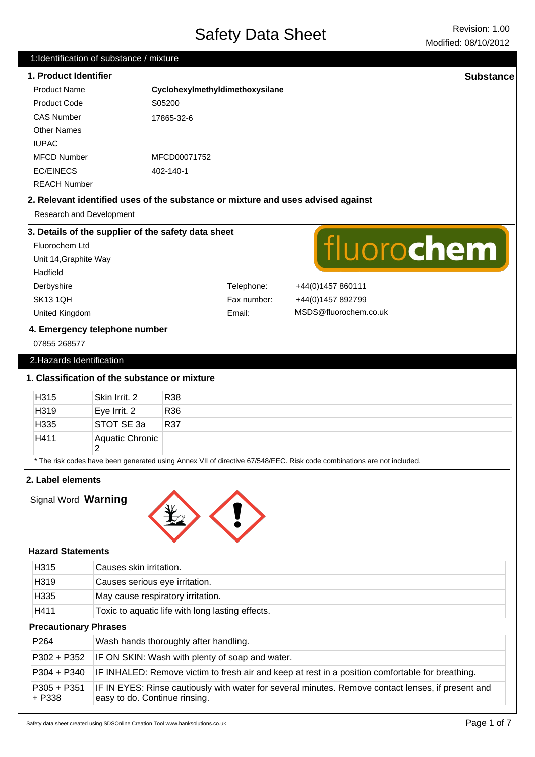# Safety Data Sheet

Revision: 1.00
Modified: 08/10/2012

## 1:Identification of substance / mixture

### 1. Product Identifier

**Substance**

| | |
|---|---|
| Product Name | **Cyclohexylmethyldimethoxysilane** |
| Product Code | S05200 |
| CAS Number | 17865-32-6 |
| Other Names | |
| IUPAC | |
| MFCD Number | MFCD00071752 |
| EC/EINECS | 402-140-1 |
| REACH Number | |

### 2. Relevant identified uses of the substance or mixture and uses advised against

Research and Development

### 3. Details of the supplier of the safety data sheet

fluorochem

Fluorochem Ltd
Unit 14,Graphite Way
Hadfield
Derbyshire
SK13 1QH
United Kingdom

Telephone: +44(0)1457 860111
Fax number: +44(0)1457 892799
Email: MSDS@fluorochem.co.uk

### 4. Emergency telephone number

07855 268577

## 2.Hazards Identification

### 1. Classification of the substance or mixture

| | | |
|---|---|---|
| H315 | Skin Irrit. 2 | R38 |
| H319 | Eye Irrit. 2 | R36 |
| H335 | STOT SE 3a | R37 |
| H411 | Aquatic Chronic 2 | |

* The risk codes have been generated using Annex VII of directive 67/548/EEC. Risk code combinations are not included.

### 2. Label elements

Signal Word **Warning**

#### Hazard Statements

| | |
|---|---|
| H315 | Causes skin irritation. |
| H319 | Causes serious eye irritation. |
| H335 | May cause respiratory irritation. |
| H411 | Toxic to aquatic life with long lasting effects. |

#### Precautionary Phrases

| | |
|---|---|
| P264 | Wash hands thoroughly after handling. |
| P302 + P352 | IF ON SKIN: Wash with plenty of soap and water. |
| P304 + P340 | IF INHALED: Remove victim to fresh air and keep at rest in a position comfortable for breathing. |
| P305 + P351 + P338 | IF IN EYES: Rinse cautiously with water for several minutes. Remove contact lenses, if present and easy to do. Continue rinsing. |

Safety data sheet created using SDSOnline Creation Tool www.hanksolutions.co.uk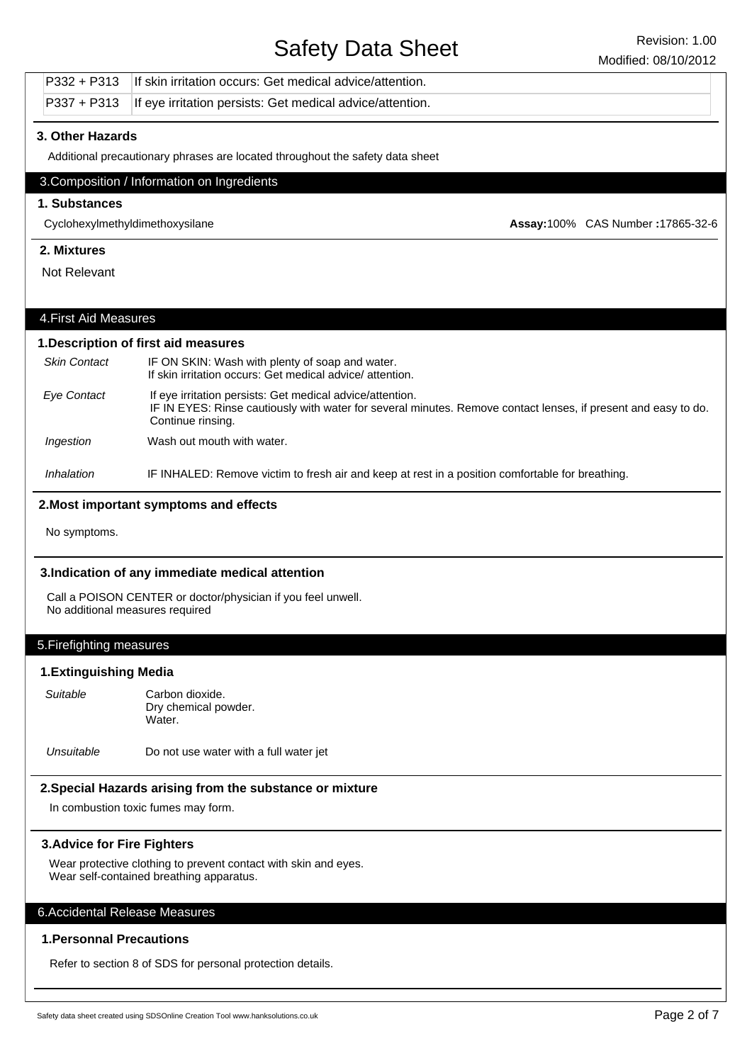| | |
|---|---|
| P332 + P313 | If skin irritation occurs: Get medical advice/attention. |
| P337 + P313 | If eye irritation persists: Get medical advice/attention. |

### 3. Other Hazards

Additional precautionary phrases are located throughout the safety data sheet

## 3.Composition / Information on Ingredients

### 1. Substances

Cyclohexylmethyldimethoxysilane — **Assay:**100% CAS Number **:**17865-32-6

### 2. Mixtures

Not Relevant

## 4.First Aid Measures

### 1.Description of first aid measures

*Skin Contact*
IF ON SKIN: Wash with plenty of soap and water.
If skin irritation occurs: Get medical advice/ attention.

*Eye Contact*
If eye irritation persists: Get medical advice/attention.
IF IN EYES: Rinse cautiously with water for several minutes. Remove contact lenses, if present and easy to do. Continue rinsing.

*Ingestion*
Wash out mouth with water.

*Inhalation*
IF INHALED: Remove victim to fresh air and keep at rest in a position comfortable for breathing.

### 2.Most important symptoms and effects

No symptoms.

### 3.Indication of any immediate medical attention

Call a POISON CENTER or doctor/physician if you feel unwell.
No additional measures required

## 5.Firefighting measures

### 1.Extinguishing Media

*Suitable*
Carbon dioxide.
Dry chemical powder.
Water.

*Unsuitable*
Do not use water with a full water jet

### 2.Special Hazards arising from the substance or mixture

In combustion toxic fumes may form.

### 3.Advice for Fire Fighters

Wear protective clothing to prevent contact with skin and eyes.
Wear self-contained breathing apparatus.

## 6.Accidental Release Measures

### 1.Personnal Precautions

Refer to section 8 of SDS for personal protection details.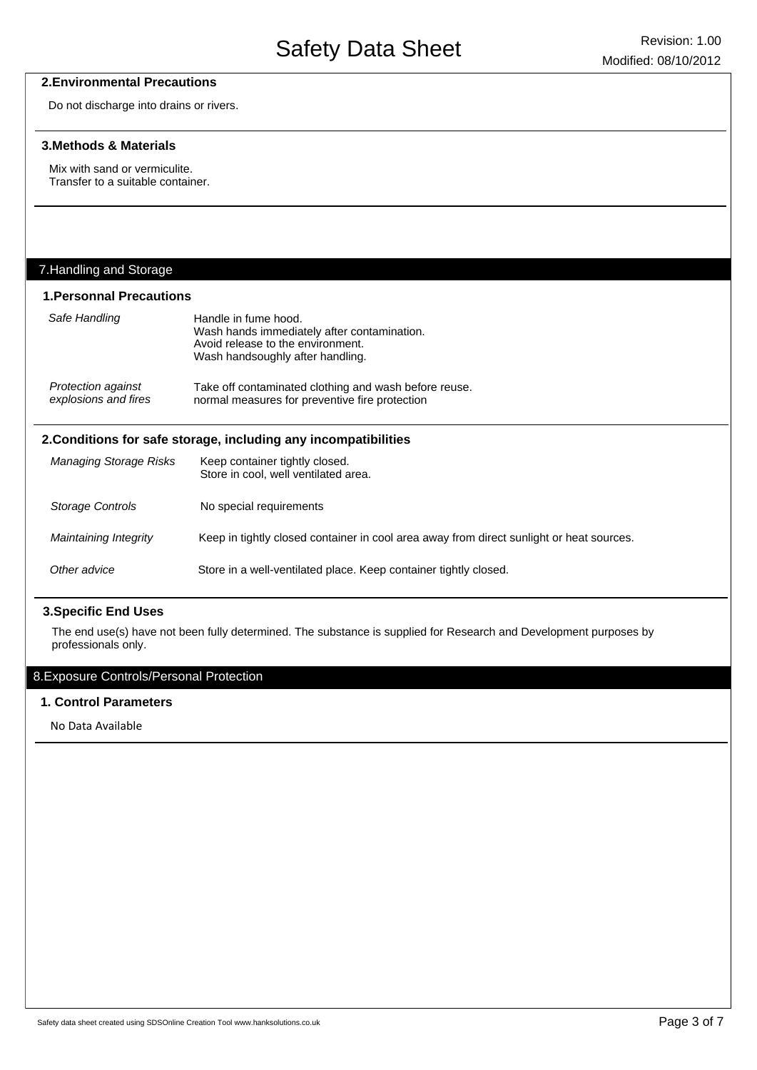### 2.Environmental Precautions

Do not discharge into drains or rivers.

### 3.Methods & Materials

Mix with sand or vermiculite.
Transfer to a suitable container.

## 7.Handling and Storage

### 1.Personnal Precautions

| | |
|---|---|
| *Safe Handling* | Handle in fume hood.<br>Wash hands immediately after contamination.<br>Avoid release to the environment.<br>Wash handsoughly after handling. |
| *Protection against explosions and fires* | Take off contaminated clothing and wash before reuse.<br>normal measures for preventive fire protection |

### 2.Conditions for safe storage, including any incompatibilities

| | |
|---|---|
| *Managing Storage Risks* | Keep container tightly closed.<br>Store in cool, well ventilated area. |
| *Storage Controls* | No special requirements |
| *Maintaining Integrity* | Keep in tightly closed container in cool area away from direct sunlight or heat sources. |
| *Other advice* | Store in a well-ventilated place. Keep container tightly closed. |

### 3.Specific End Uses

The end use(s) have not been fully determined. The substance is supplied for Research and Development purposes by professionals only.

## 8.Exposure Controls/Personal Protection

### 1. Control Parameters

No Data Available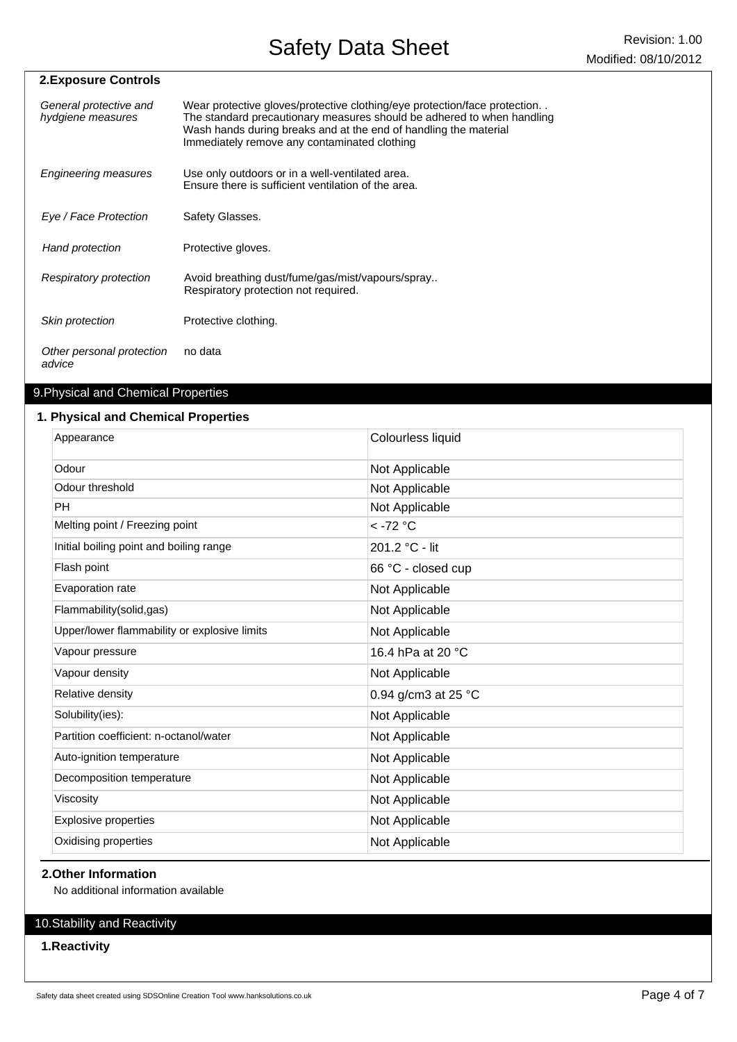### 2.Exposure Controls

| | |
|---|---|
| *General protective and hydgiene measures* | Wear protective gloves/protective clothing/eye protection/face protection. . The standard precautionary measures should be adhered to when handling Wash hands during breaks and at the end of handling the material Immediately remove any contaminated clothing |
| *Engineering measures* | Use only outdoors or in a well-ventilated area. Ensure there is sufficient ventilation of the area. |
| *Eye / Face Protection* | Safety Glasses. |
| *Hand protection* | Protective gloves. |
| *Respiratory protection* | Avoid breathing dust/fume/gas/mist/vapours/spray.. Respiratory protection not required. |
| *Skin protection* | Protective clothing. |
| *Other personal protection advice* | no data |

## 9.Physical and Chemical Properties

### 1. Physical and Chemical Properties

| | |
|---|---|
| Appearance | Colourless liquid |
| Odour | Not Applicable |
| Odour threshold | Not Applicable |
| PH | Not Applicable |
| Melting point / Freezing point | < -72 °C |
| Initial boiling point and boiling range | 201.2 °C - lit |
| Flash point | 66 °C - closed cup |
| Evaporation rate | Not Applicable |
| Flammability(solid,gas) | Not Applicable |
| Upper/lower flammability or explosive limits | Not Applicable |
| Vapour pressure | 16.4 hPa at 20 °C |
| Vapour density | Not Applicable |
| Relative density | 0.94 g/cm3 at 25 °C |
| Solubility(ies): | Not Applicable |
| Partition coefficient: n-octanol/water | Not Applicable |
| Auto-ignition temperature | Not Applicable |
| Decomposition temperature | Not Applicable |
| Viscosity | Not Applicable |
| Explosive properties | Not Applicable |
| Oxidising properties | Not Applicable |

### 2.Other Information

No additional information available

## 10.Stability and Reactivity

### 1.Reactivity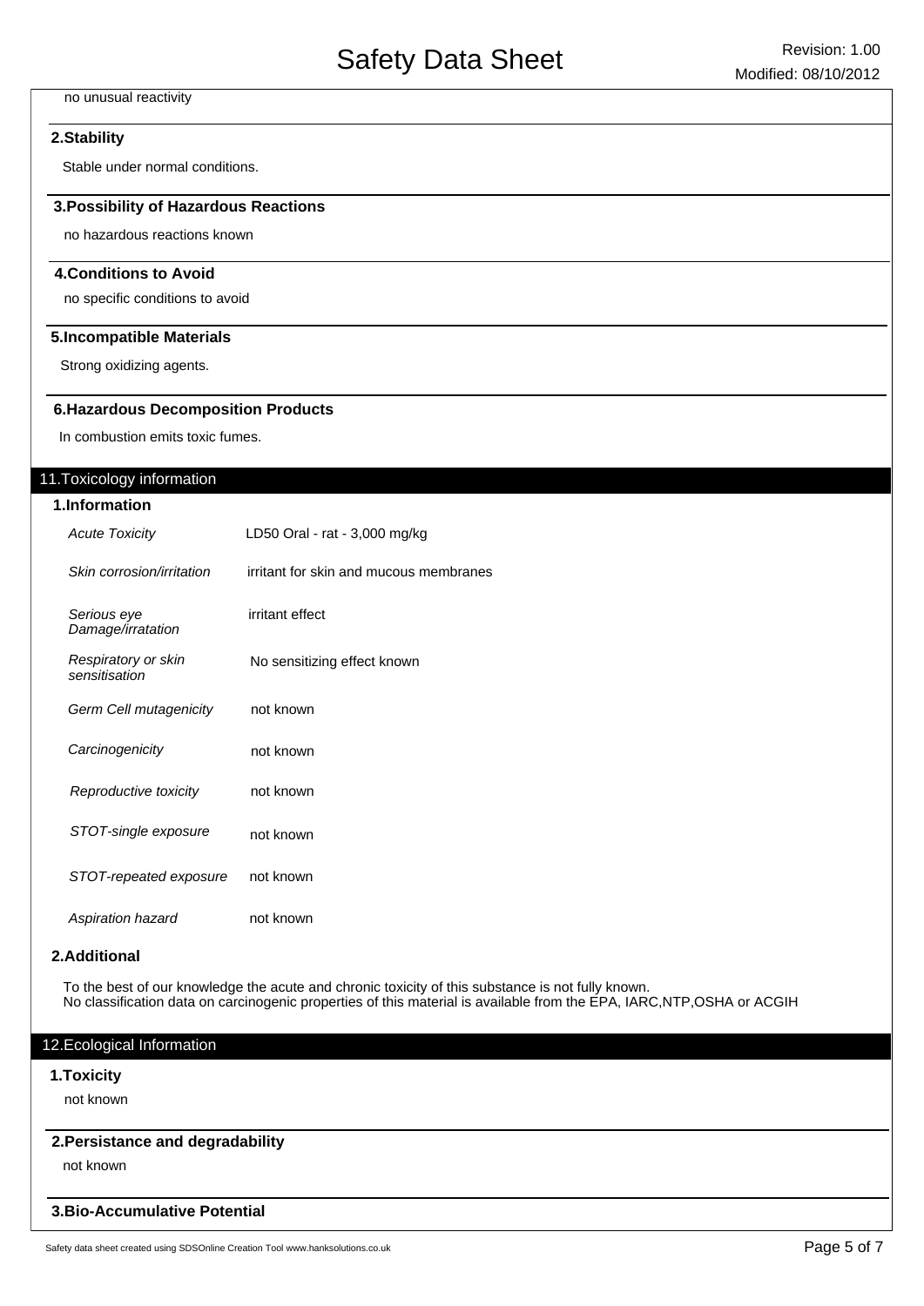no unusual reactivity

### 2.Stability

Stable under normal conditions.

### 3.Possibility of Hazardous Reactions

no hazardous reactions known

### 4.Conditions to Avoid

no specific conditions to avoid

### 5.Incompatible Materials

Strong oxidizing agents.

### 6.Hazardous Decomposition Products

In combustion emits toxic fumes.

## 11.Toxicology information

### 1.Information

| | |
|---|---|
| *Acute Toxicity* | LD50 Oral - rat - 3,000 mg/kg |
| *Skin corrosion/irritation* | irritant for skin and mucous membranes |
| *Serious eye Damage/irratation* | irritant effect |
| *Respiratory or skin sensitisation* | No sensitizing effect known |
| *Germ Cell mutagenicity* | not known |
| *Carcinogenicity* | not known |
| *Reproductive toxicity* | not known |
| *STOT-single exposure* | not known |
| *STOT-repeated exposure* | not known |
| *Aspiration hazard* | not known |

### 2.Additional

To the best of our knowledge the acute and chronic toxicity of this substance is not fully known.
No classification data on carcinogenic properties of this material is available from the EPA, IARC,NTP,OSHA or ACGIH

## 12.Ecological Information

### 1.Toxicity

not known

### 2.Persistance and degradability

not known

### 3.Bio-Accumulative Potential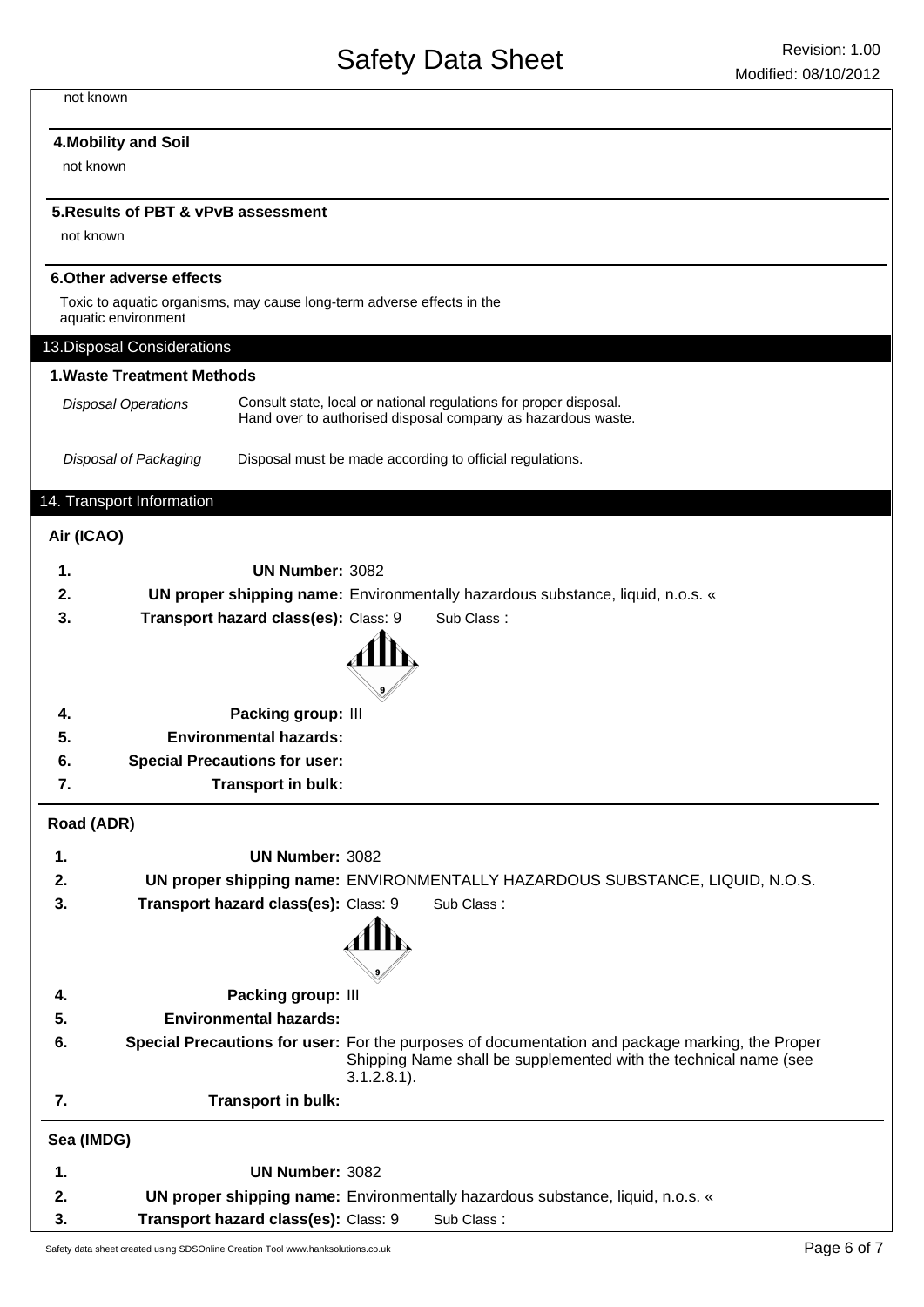not known

### 4.Mobility and Soil

not known

### 5.Results of PBT & vPvB assessment

not known

### 6.Other adverse effects

Toxic to aquatic organisms, may cause long-term adverse effects in the aquatic environment

## 13.Disposal Considerations

### 1.Waste Treatment Methods

| | |
|---|---|
| *Disposal Operations* | Consult state, local or national regulations for proper disposal. Hand over to authorised disposal company as hazardous waste. |
| *Disposal of Packaging* | Disposal must be made according to official regulations. |

## 14. Transport Information

### Air (ICAO)

1. **UN Number:** 3082
2. **UN proper shipping name:** Environmentally hazardous substance, liquid, n.o.s. «
3. **Transport hazard class(es):** Class: 9 Sub Class :
4. **Packing group:** III
5. **Environmental hazards:**
6. **Special Precautions for user:**
7. **Transport in bulk:**

### Road (ADR)

1. **UN Number:** 3082
2. **UN proper shipping name:** ENVIRONMENTALLY HAZARDOUS SUBSTANCE, LIQUID, N.O.S.
3. **Transport hazard class(es):** Class: 9 Sub Class :
4. **Packing group:** III
5. **Environmental hazards:**
6. **Special Precautions for user:** For the purposes of documentation and package marking, the Proper Shipping Name shall be supplemented with the technical name (see 3.1.2.8.1).
7. **Transport in bulk:**

### Sea (IMDG)

1. **UN Number:** 3082
2. **UN proper shipping name:** Environmentally hazardous substance, liquid, n.o.s. «
3. **Transport hazard class(es):** Class: 9 Sub Class :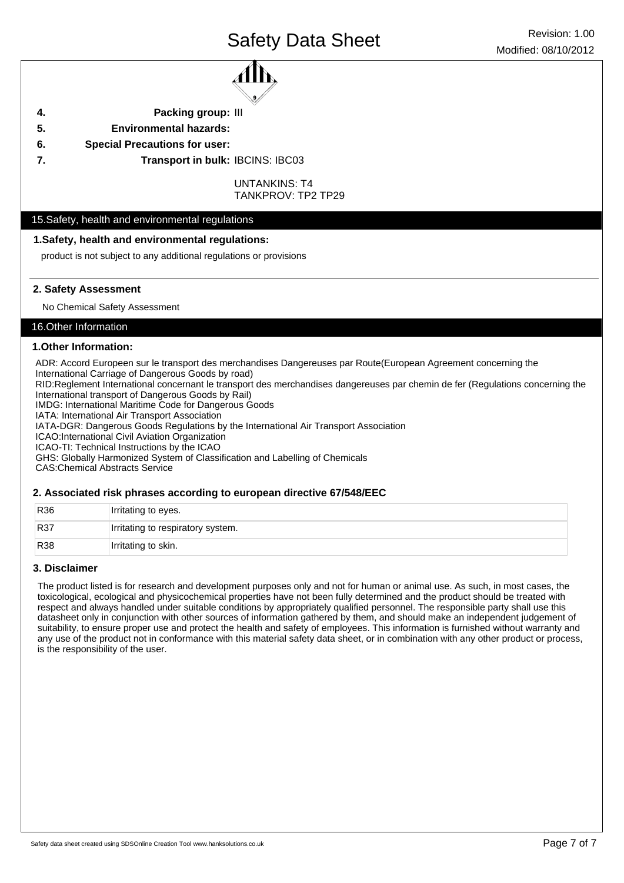4. **Packing group:** III
5. **Environmental hazards:**
6. **Special Precautions for user:**
7. **Transport in bulk:** IBCINS: IBC03

   UNTANKINS: T4
   TANKPROV: TP2 TP29

## 15.Safety, health and environmental regulations

### 1.Safety, health and environmental regulations:

product is not subject to any additional regulations or provisions

### 2. Safety Assessment

No Chemical Safety Assessment

## 16.Other Information

### 1.Other Information:

ADR: Accord Europeen sur le transport des merchandises Dangereuses par Route(European Agreement concerning the International Carriage of Dangerous Goods by road)
RID:Reglement International concernant le transport des merchandises dangereuses par chemin de fer (Regulations concerning the International transport of Dangerous Goods by Rail)
IMDG: International Maritime Code for Dangerous Goods
IATA: International Air Transport Association
IATA-DGR: Dangerous Goods Regulations by the International Air Transport Association
ICAO:International Civil Aviation Organization
ICAO-TI: Technical Instructions by the ICAO
GHS: Globally Harmonized System of Classification and Labelling of Chemicals
CAS:Chemical Abstracts Service

### 2. Associated risk phrases according to european directive 67/548/EEC

| | |
|---|---|
| R36 | Irritating to eyes. |
| R37 | Irritating to respiratory system. |
| R38 | Irritating to skin. |

### 3. Disclaimer

The product listed is for research and development purposes only and not for human or animal use. As such, in most cases, the toxicological, ecological and physicochemical properties have not been fully determined and the product should be treated with respect and always handled under suitable conditions by appropriately qualified personnel. The responsible party shall use this datasheet only in conjunction with other sources of information gathered by them, and should make an independent judgement of suitability, to ensure proper use and protect the health and safety of employees. This information is furnished without warranty and any use of the product not in conformance with this material safety data sheet, or in combination with any other product or process, is the responsibility of the user.